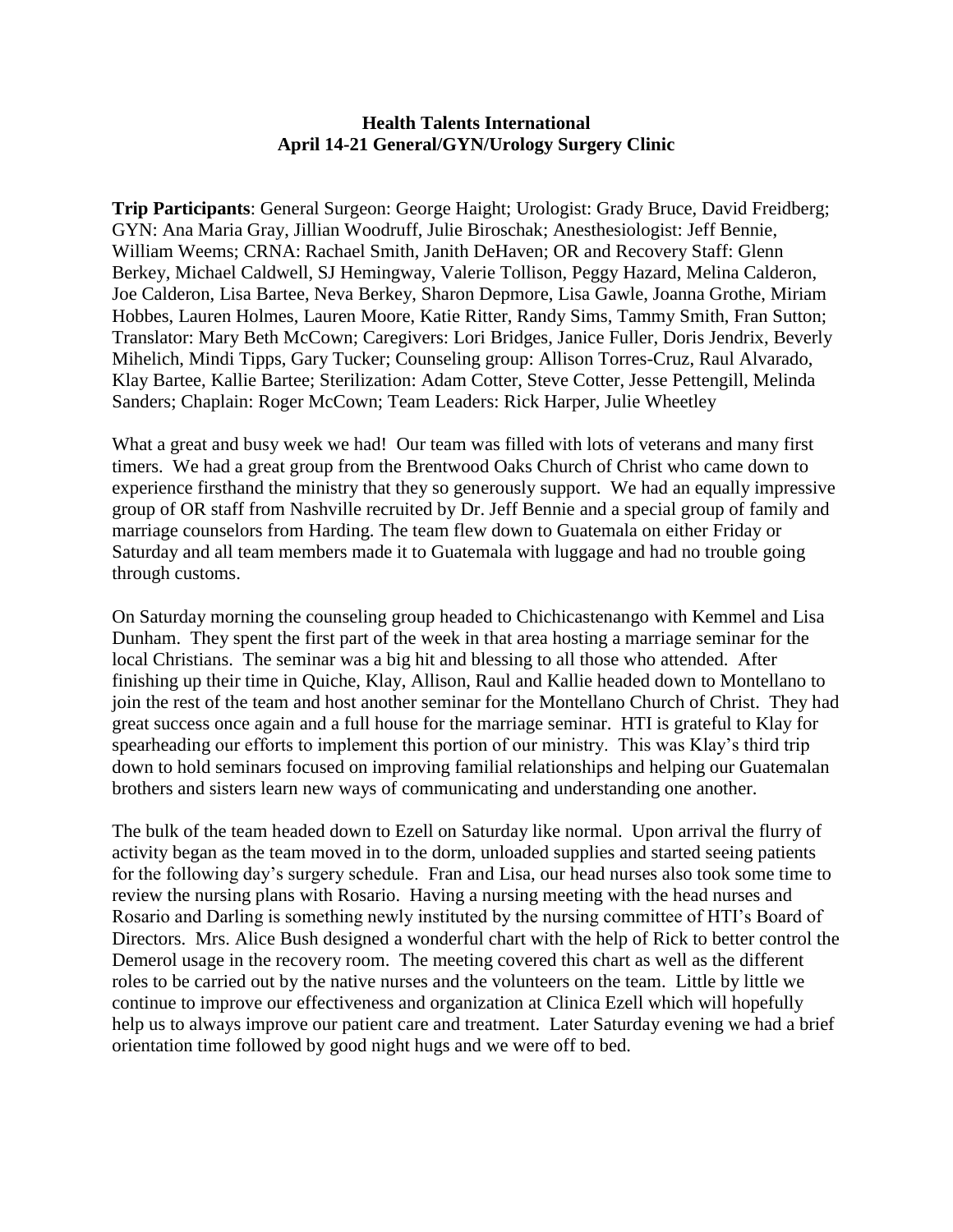# Health Talents International
## April 14-21 General/GYN/Urology Surgery Clinic

**Trip Participants**: General Surgeon: George Haight; Urologist: Grady Bruce, David Freidberg; GYN: Ana Maria Gray, Jillian Woodruff, Julie Biroschak; Anesthesiologist: Jeff Bennie, William Weems; CRNA: Rachael Smith, Janith DeHaven; OR and Recovery Staff: Glenn Berkey, Michael Caldwell, SJ Hemingway, Valerie Tollison, Peggy Hazard, Melina Calderon, Joe Calderon, Lisa Bartee, Neva Berkey, Sharon Depmore, Lisa Gawle, Joanna Grothe, Miriam Hobbes, Lauren Holmes, Lauren Moore, Katie Ritter, Randy Sims, Tammy Smith, Fran Sutton; Translator: Mary Beth McCown; Caregivers: Lori Bridges, Janice Fuller, Doris Jendrix, Beverly Mihelich, Mindi Tipps, Gary Tucker; Counseling group: Allison Torres-Cruz, Raul Alvarado, Klay Bartee, Kallie Bartee; Sterilization: Adam Cotter, Steve Cotter, Jesse Pettengill, Melinda Sanders; Chaplain: Roger McCown; Team Leaders: Rick Harper, Julie Wheetley

What a great and busy week we had! Our team was filled with lots of veterans and many first timers. We had a great group from the Brentwood Oaks Church of Christ who came down to experience firsthand the ministry that they so generously support. We had an equally impressive group of OR staff from Nashville recruited by Dr. Jeff Bennie and a special group of family and marriage counselors from Harding. The team flew down to Guatemala on either Friday or Saturday and all team members made it to Guatemala with luggage and had no trouble going through customs.

On Saturday morning the counseling group headed to Chichicastenango with Kemmel and Lisa Dunham. They spent the first part of the week in that area hosting a marriage seminar for the local Christians. The seminar was a big hit and blessing to all those who attended. After finishing up their time in Quiche, Klay, Allison, Raul and Kallie headed down to Montellano to join the rest of the team and host another seminar for the Montellano Church of Christ. They had great success once again and a full house for the marriage seminar. HTI is grateful to Klay for spearheading our efforts to implement this portion of our ministry. This was Klay's third trip down to hold seminars focused on improving familial relationships and helping our Guatemalan brothers and sisters learn new ways of communicating and understanding one another.

The bulk of the team headed down to Ezell on Saturday like normal. Upon arrival the flurry of activity began as the team moved in to the dorm, unloaded supplies and started seeing patients for the following day's surgery schedule. Fran and Lisa, our head nurses also took some time to review the nursing plans with Rosario. Having a nursing meeting with the head nurses and Rosario and Darling is something newly instituted by the nursing committee of HTI's Board of Directors. Mrs. Alice Bush designed a wonderful chart with the help of Rick to better control the Demerol usage in the recovery room. The meeting covered this chart as well as the different roles to be carried out by the native nurses and the volunteers on the team. Little by little we continue to improve our effectiveness and organization at Clinica Ezell which will hopefully help us to always improve our patient care and treatment. Later Saturday evening we had a brief orientation time followed by good night hugs and we were off to bed.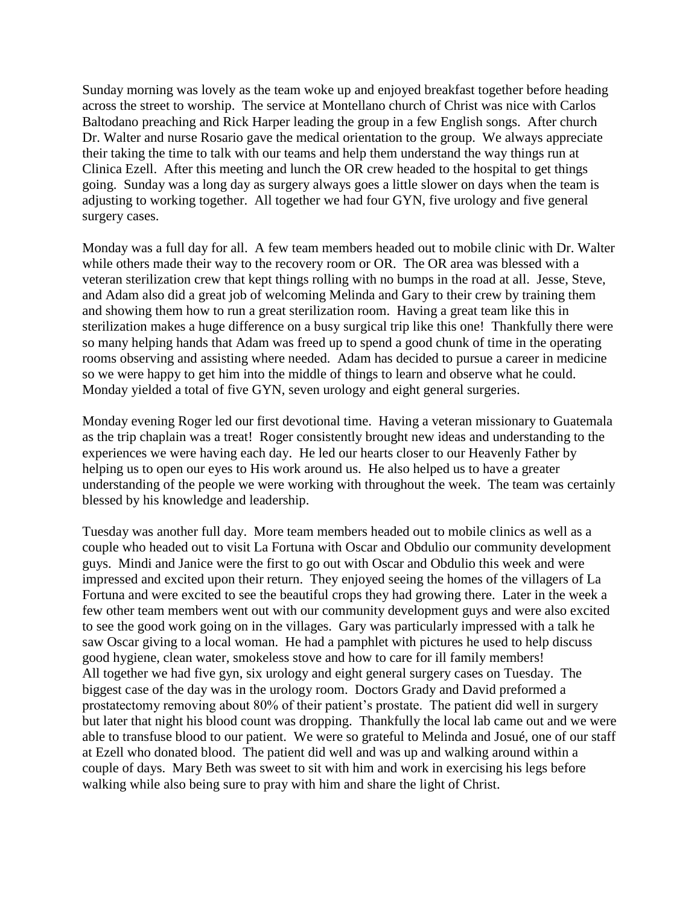Sunday morning was lovely as the team woke up and enjoyed breakfast together before heading across the street to worship. The service at Montellano church of Christ was nice with Carlos Baltodano preaching and Rick Harper leading the group in a few English songs. After church Dr. Walter and nurse Rosario gave the medical orientation to the group. We always appreciate their taking the time to talk with our teams and help them understand the way things run at Clinica Ezell. After this meeting and lunch the OR crew headed to the hospital to get things going. Sunday was a long day as surgery always goes a little slower on days when the team is adjusting to working together. All together we had four GYN, five urology and five general surgery cases.

Monday was a full day for all. A few team members headed out to mobile clinic with Dr. Walter while others made their way to the recovery room or OR. The OR area was blessed with a veteran sterilization crew that kept things rolling with no bumps in the road at all. Jesse, Steve, and Adam also did a great job of welcoming Melinda and Gary to their crew by training them and showing them how to run a great sterilization room. Having a great team like this in sterilization makes a huge difference on a busy surgical trip like this one! Thankfully there were so many helping hands that Adam was freed up to spend a good chunk of time in the operating rooms observing and assisting where needed. Adam has decided to pursue a career in medicine so we were happy to get him into the middle of things to learn and observe what he could. Monday yielded a total of five GYN, seven urology and eight general surgeries.

Monday evening Roger led our first devotional time. Having a veteran missionary to Guatemala as the trip chaplain was a treat! Roger consistently brought new ideas and understanding to the experiences we were having each day. He led our hearts closer to our Heavenly Father by helping us to open our eyes to His work around us. He also helped us to have a greater understanding of the people we were working with throughout the week. The team was certainly blessed by his knowledge and leadership.

Tuesday was another full day. More team members headed out to mobile clinics as well as a couple who headed out to visit La Fortuna with Oscar and Obdulio our community development guys. Mindi and Janice were the first to go out with Oscar and Obdulio this week and were impressed and excited upon their return. They enjoyed seeing the homes of the villagers of La Fortuna and were excited to see the beautiful crops they had growing there. Later in the week a few other team members went out with our community development guys and were also excited to see the good work going on in the villages. Gary was particularly impressed with a talk he saw Oscar giving to a local woman. He had a pamphlet with pictures he used to help discuss good hygiene, clean water, smokeless stove and how to care for ill family members!
All together we had five gyn, six urology and eight general surgery cases on Tuesday. The biggest case of the day was in the urology room. Doctors Grady and David preformed a prostatectomy removing about 80% of their patient's prostate. The patient did well in surgery but later that night his blood count was dropping. Thankfully the local lab came out and we were able to transfuse blood to our patient. We were so grateful to Melinda and Josué, one of our staff at Ezell who donated blood. The patient did well and was up and walking around within a couple of days. Mary Beth was sweet to sit with him and work in exercising his legs before walking while also being sure to pray with him and share the light of Christ.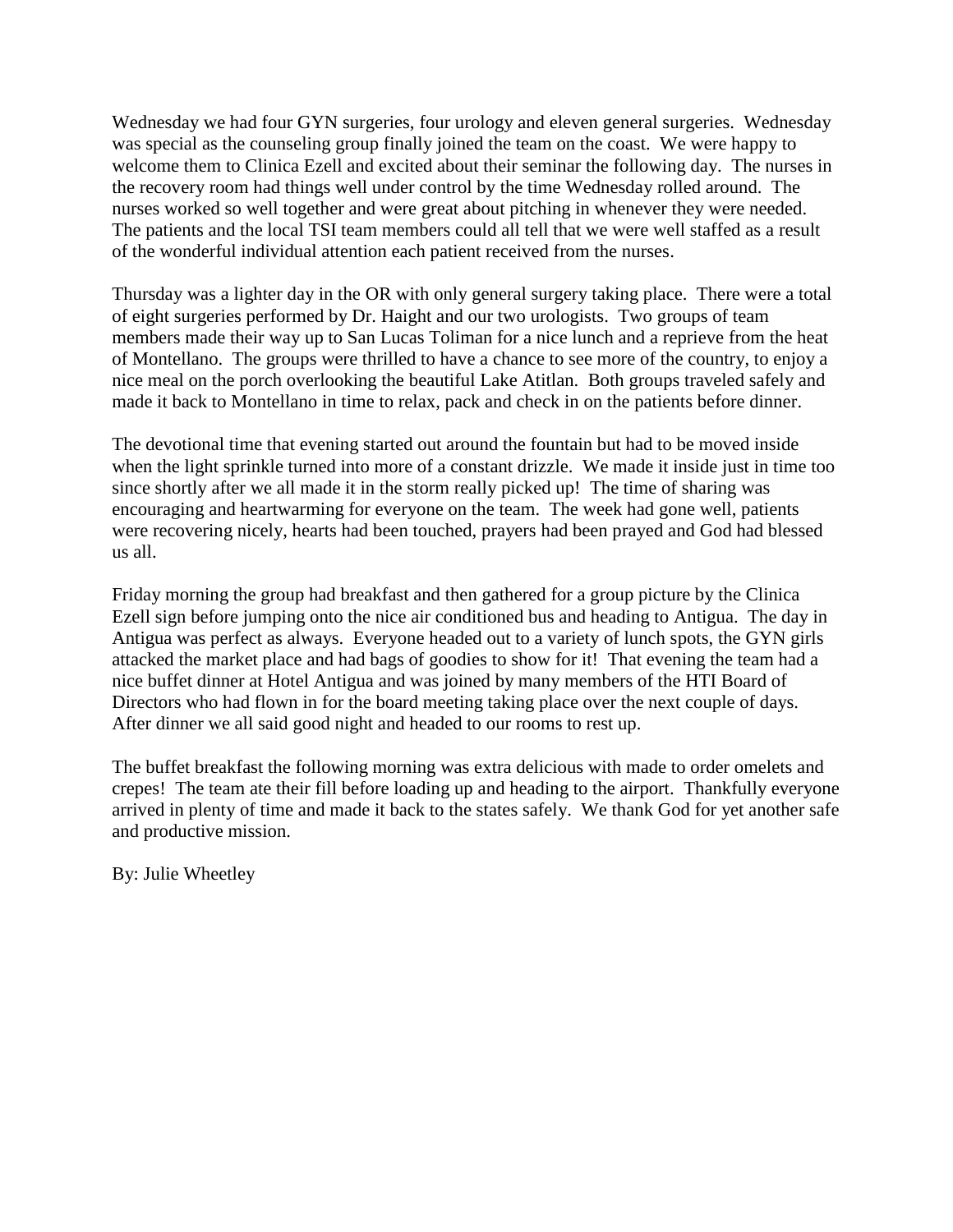Wednesday we had four GYN surgeries, four urology and eleven general surgeries. Wednesday was special as the counseling group finally joined the team on the coast. We were happy to welcome them to Clinica Ezell and excited about their seminar the following day. The nurses in the recovery room had things well under control by the time Wednesday rolled around. The nurses worked so well together and were great about pitching in whenever they were needed. The patients and the local TSI team members could all tell that we were well staffed as a result of the wonderful individual attention each patient received from the nurses.

Thursday was a lighter day in the OR with only general surgery taking place. There were a total of eight surgeries performed by Dr. Haight and our two urologists. Two groups of team members made their way up to San Lucas Toliman for a nice lunch and a reprieve from the heat of Montellano. The groups were thrilled to have a chance to see more of the country, to enjoy a nice meal on the porch overlooking the beautiful Lake Atitlan. Both groups traveled safely and made it back to Montellano in time to relax, pack and check in on the patients before dinner.

The devotional time that evening started out around the fountain but had to be moved inside when the light sprinkle turned into more of a constant drizzle. We made it inside just in time too since shortly after we all made it in the storm really picked up! The time of sharing was encouraging and heartwarming for everyone on the team. The week had gone well, patients were recovering nicely, hearts had been touched, prayers had been prayed and God had blessed us all.

Friday morning the group had breakfast and then gathered for a group picture by the Clinica Ezell sign before jumping onto the nice air conditioned bus and heading to Antigua. The day in Antigua was perfect as always. Everyone headed out to a variety of lunch spots, the GYN girls attacked the market place and had bags of goodies to show for it! That evening the team had a nice buffet dinner at Hotel Antigua and was joined by many members of the HTI Board of Directors who had flown in for the board meeting taking place over the next couple of days. After dinner we all said good night and headed to our rooms to rest up.

The buffet breakfast the following morning was extra delicious with made to order omelets and crepes! The team ate their fill before loading up and heading to the airport. Thankfully everyone arrived in plenty of time and made it back to the states safely. We thank God for yet another safe and productive mission.

By: Julie Wheetley